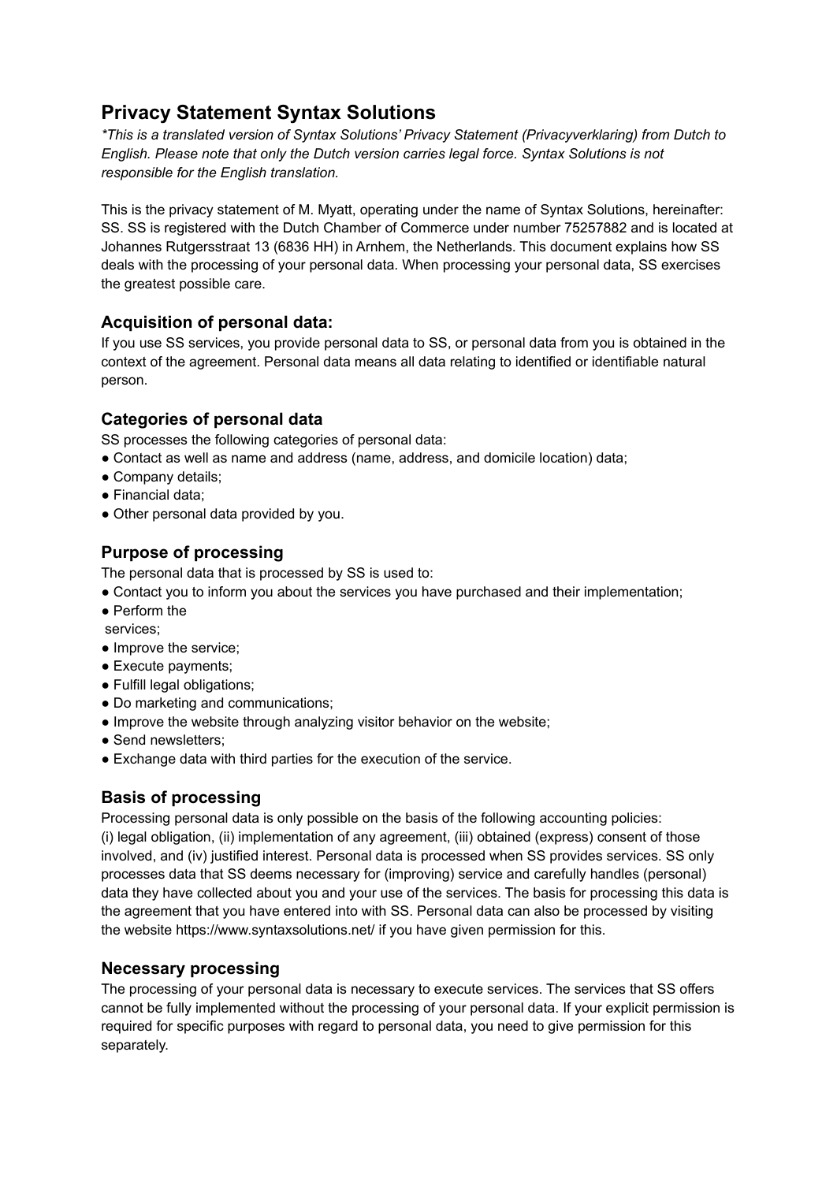# Privacy Statement Syntax Solutions

*\*This is a translated version of Syntax Solutions' Privacy Statement (Privacyverklaring) from Dutch to English. Please note that only the Dutch version carries legal force. Syntax Solutions is not responsible for the English translation.*

This is the privacy statement of M. Myatt, operating under the name of Syntax Solutions, hereinafter: SS. SS is registered with the Dutch Chamber of Commerce under number 75257882 and is located at Johannes Rutgersstraat 13 (6836 HH) in Arnhem, the Netherlands. This document explains how SS deals with the processing of your personal data. When processing your personal data, SS exercises the greatest possible care.

## Acquisition of personal data:

If you use SS services, you provide personal data to SS, or personal data from you is obtained in the context of the agreement. Personal data means all data relating to identified or identifiable natural person.

## Categories of personal data

SS processes the following categories of personal data:

- Contact as well as name and address (name, address, and domicile location) data;
- Company details;
- Financial data;
- Other personal data provided by you.

## Purpose of processing

The personal data that is processed by SS is used to:

- Contact you to inform you about the services you have purchased and their implementation;
- Perform the services;
- Improve the service;
- Execute payments;
- Fulfill legal obligations;
- Do marketing and communications;
- Improve the website through analyzing visitor behavior on the website;
- Send newsletters;
- Exchange data with third parties for the execution of the service.

## Basis of processing

Processing personal data is only possible on the basis of the following accounting policies: (i) legal obligation, (ii) implementation of any agreement, (iii) obtained (express) consent of those involved, and (iv) justified interest. Personal data is processed when SS provides services. SS only processes data that SS deems necessary for (improving) service and carefully handles (personal) data they have collected about you and your use of the services. The basis for processing this data is the agreement that you have entered into with SS. Personal data can also be processed by visiting the website https://www.syntaxsolutions.net/ if you have given permission for this.

## Necessary processing

The processing of your personal data is necessary to execute services. The services that SS offers cannot be fully implemented without the processing of your personal data. If your explicit permission is required for specific purposes with regard to personal data, you need to give permission for this separately.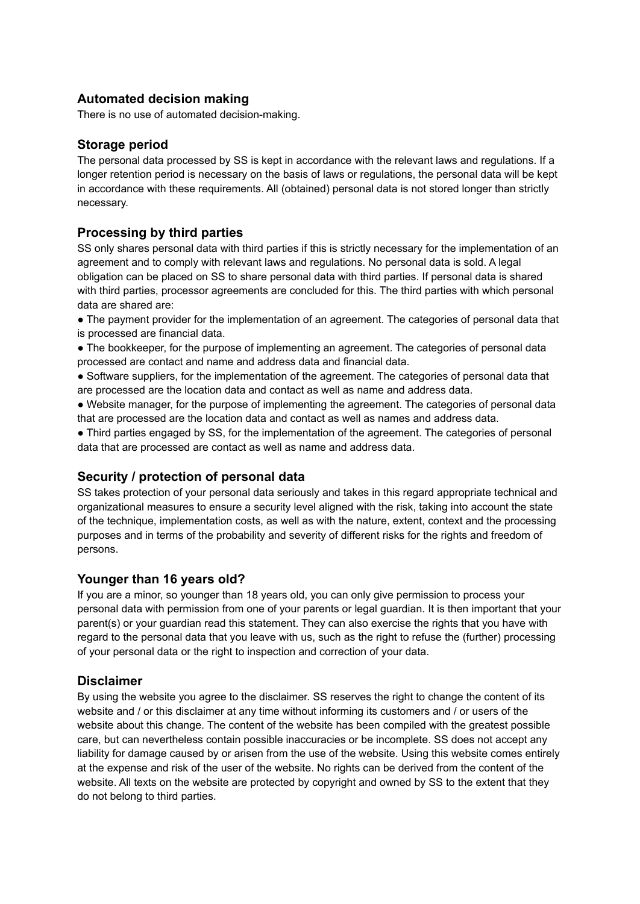## Automated decision making

There is no use of automated decision-making.

## Storage period

The personal data processed by SS is kept in accordance with the relevant laws and regulations. If a longer retention period is necessary on the basis of laws or regulations, the personal data will be kept in accordance with these requirements. All (obtained) personal data is not stored longer than strictly necessary.

## Processing by third parties

SS only shares personal data with third parties if this is strictly necessary for the implementation of an agreement and to comply with relevant laws and regulations. No personal data is sold. A legal obligation can be placed on SS to share personal data with third parties. If personal data is shared with third parties, processor agreements are concluded for this. The third parties with which personal data are shared are:

- The payment provider for the implementation of an agreement. The categories of personal data that is processed are financial data.
- The bookkeeper, for the purpose of implementing an agreement. The categories of personal data processed are contact and name and address data and financial data.
- Software suppliers, for the implementation of the agreement. The categories of personal data that are processed are the location data and contact as well as name and address data.
- Website manager, for the purpose of implementing the agreement. The categories of personal data that are processed are the location data and contact as well as names and address data.
- Third parties engaged by SS, for the implementation of the agreement. The categories of personal data that are processed are contact as well as name and address data.

## Security / protection of personal data

SS takes protection of your personal data seriously and takes in this regard appropriate technical and organizational measures to ensure a security level aligned with the risk, taking into account the state of the technique, implementation costs, as well as with the nature, extent, context and the processing purposes and in terms of the probability and severity of different risks for the rights and freedom of persons.

## Younger than 16 years old?

If you are a minor, so younger than 18 years old, you can only give permission to process your personal data with permission from one of your parents or legal guardian. It is then important that your parent(s) or your guardian read this statement. They can also exercise the rights that you have with regard to the personal data that you leave with us, such as the right to refuse the (further) processing of your personal data or the right to inspection and correction of your data.

## Disclaimer

By using the website you agree to the disclaimer. SS reserves the right to change the content of its website and / or this disclaimer at any time without informing its customers and / or users of the website about this change. The content of the website has been compiled with the greatest possible care, but can nevertheless contain possible inaccuracies or be incomplete. SS does not accept any liability for damage caused by or arisen from the use of the website. Using this website comes entirely at the expense and risk of the user of the website. No rights can be derived from the content of the website. All texts on the website are protected by copyright and owned by SS to the extent that they do not belong to third parties.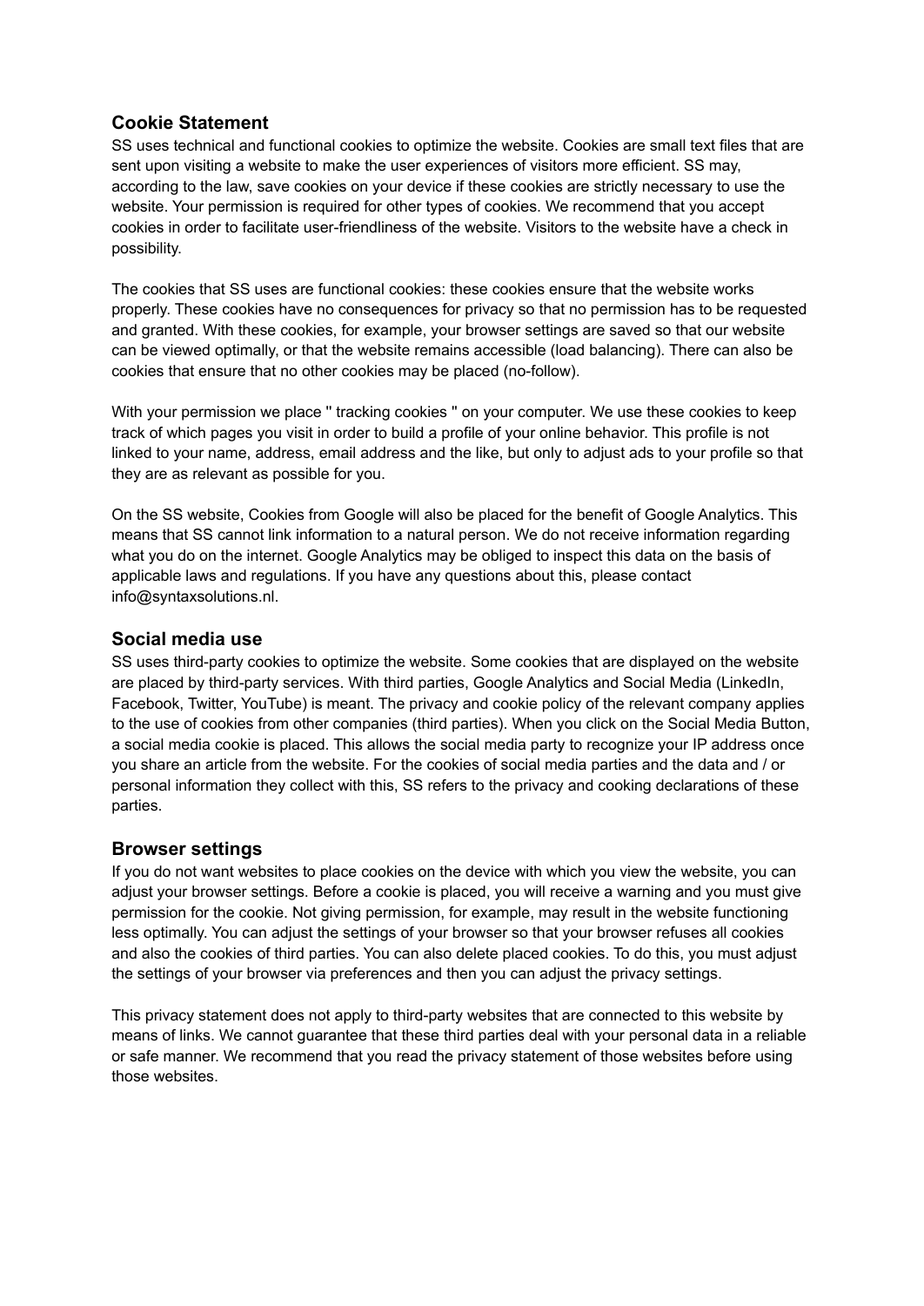## Cookie Statement

SS uses technical and functional cookies to optimize the website. Cookies are small text files that are sent upon visiting a website to make the user experiences of visitors more efficient. SS may, according to the law, save cookies on your device if these cookies are strictly necessary to use the website. Your permission is required for other types of cookies. We recommend that you accept cookies in order to facilitate user-friendliness of the website. Visitors to the website have a check in possibility.

The cookies that SS uses are functional cookies: these cookies ensure that the website works properly. These cookies have no consequences for privacy so that no permission has to be requested and granted. With these cookies, for example, your browser settings are saved so that our website can be viewed optimally, or that the website remains accessible (load balancing). There can also be cookies that ensure that no other cookies may be placed (no-follow).

With your permission we place " tracking cookies " on your computer. We use these cookies to keep track of which pages you visit in order to build a profile of your online behavior. This profile is not linked to your name, address, email address and the like, but only to adjust ads to your profile so that they are as relevant as possible for you.

On the SS website, Cookies from Google will also be placed for the benefit of Google Analytics. This means that SS cannot link information to a natural person. We do not receive information regarding what you do on the internet. Google Analytics may be obliged to inspect this data on the basis of applicable laws and regulations. If you have any questions about this, please contact info@syntaxsolutions.nl.

## Social media use

SS uses third-party cookies to optimize the website. Some cookies that are displayed on the website are placed by third-party services. With third parties, Google Analytics and Social Media (LinkedIn, Facebook, Twitter, YouTube) is meant. The privacy and cookie policy of the relevant company applies to the use of cookies from other companies (third parties). When you click on the Social Media Button, a social media cookie is placed. This allows the social media party to recognize your IP address once you share an article from the website. For the cookies of social media parties and the data and / or personal information they collect with this, SS refers to the privacy and cooking declarations of these parties.

## Browser settings

If you do not want websites to place cookies on the device with which you view the website, you can adjust your browser settings. Before a cookie is placed, you will receive a warning and you must give permission for the cookie. Not giving permission, for example, may result in the website functioning less optimally. You can adjust the settings of your browser so that your browser refuses all cookies and also the cookies of third parties. You can also delete placed cookies. To do this, you must adjust the settings of your browser via preferences and then you can adjust the privacy settings.

This privacy statement does not apply to third-party websites that are connected to this website by means of links. We cannot guarantee that these third parties deal with your personal data in a reliable or safe manner. We recommend that you read the privacy statement of those websites before using those websites.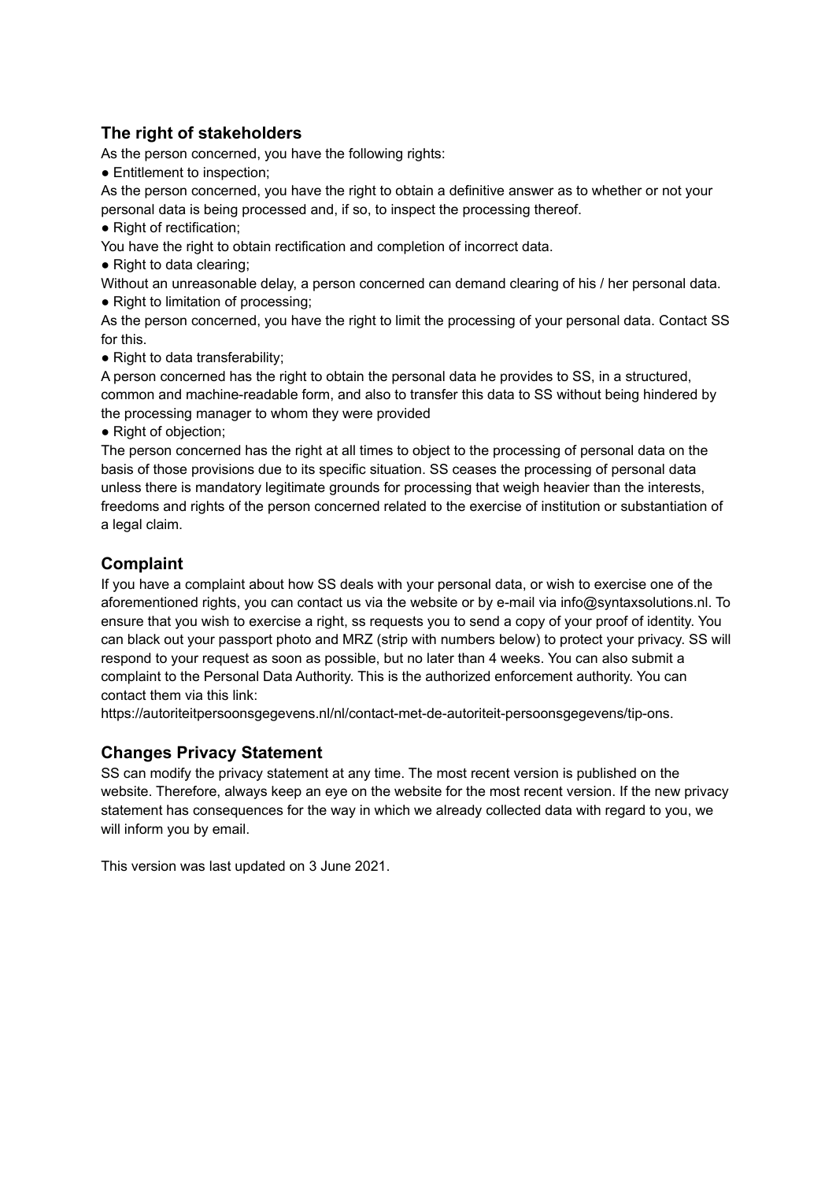## The right of stakeholders

As the person concerned, you have the following rights:

● Entitlement to inspection;

As the person concerned, you have the right to obtain a definitive answer as to whether or not your personal data is being processed and, if so, to inspect the processing thereof.

● Right of rectification;

You have the right to obtain rectification and completion of incorrect data.

● Right to data clearing;

Without an unreasonable delay, a person concerned can demand clearing of his / her personal data.

● Right to limitation of processing;

As the person concerned, you have the right to limit the processing of your personal data. Contact SS for this.

● Right to data transferability;

A person concerned has the right to obtain the personal data he provides to SS, in a structured, common and machine-readable form, and also to transfer this data to SS without being hindered by the processing manager to whom they were provided

● Right of objection;

The person concerned has the right at all times to object to the processing of personal data on the basis of those provisions due to its specific situation. SS ceases the processing of personal data unless there is mandatory legitimate grounds for processing that weigh heavier than the interests, freedoms and rights of the person concerned related to the exercise of institution or substantiation of a legal claim.

## Complaint

If you have a complaint about how SS deals with your personal data, or wish to exercise one of the aforementioned rights, you can contact us via the website or by e-mail via info@syntaxsolutions.nl. To ensure that you wish to exercise a right, ss requests you to send a copy of your proof of identity. You can black out your passport photo and MRZ (strip with numbers below) to protect your privacy. SS will respond to your request as soon as possible, but no later than 4 weeks. You can also submit a complaint to the Personal Data Authority. This is the authorized enforcement authority. You can contact them via this link:
https://autoriteitpersoonsgegevens.nl/nl/contact-met-de-autoriteit-persoonsgegevens/tip-ons.

## Changes Privacy Statement

SS can modify the privacy statement at any time. The most recent version is published on the website. Therefore, always keep an eye on the website for the most recent version. If the new privacy statement has consequences for the way in which we already collected data with regard to you, we will inform you by email.

This version was last updated on 3 June 2021.